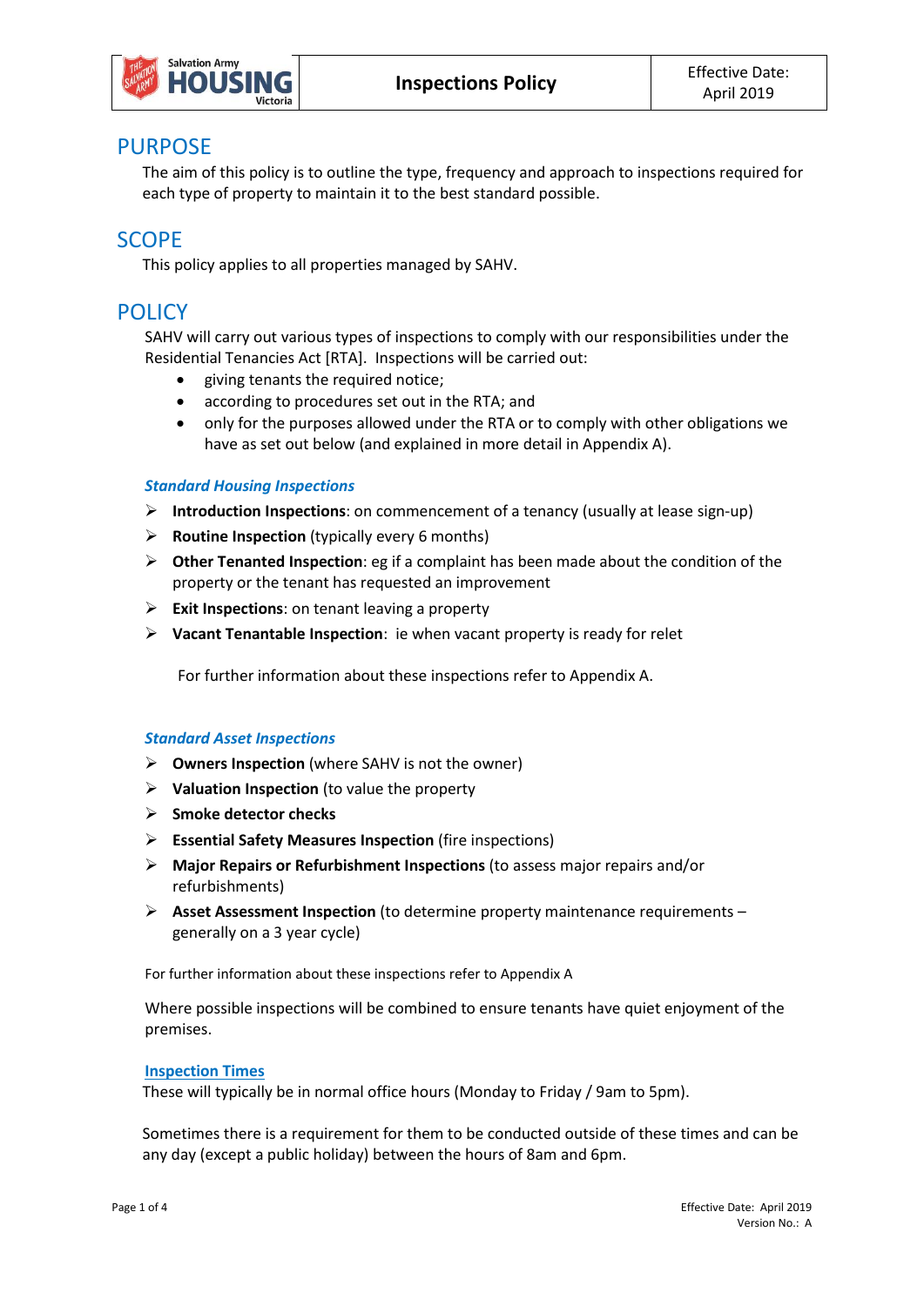| Salvation Army HOUSING Victoria | **Inspections Policy** | Effective Date: April 2019 |
|---|---|---|

## PURPOSE

The aim of this policy is to outline the type, frequency and approach to inspections required for each type of property to maintain it to the best standard possible.

## SCOPE

This policy applies to all properties managed by SAHV.

## POLICY

SAHV will carry out various types of inspections to comply with our responsibilities under the Residential Tenancies Act [RTA]. Inspections will be carried out:

- giving tenants the required notice;
- according to procedures set out in the RTA; and
- only for the purposes allowed under the RTA or to comply with other obligations we have as set out below (and explained in more detail in Appendix A).

### *Standard Housing Inspections*

- **Introduction Inspections**: on commencement of a tenancy (usually at lease sign-up)
- **Routine Inspection** (typically every 6 months)
- **Other Tenanted Inspection**: eg if a complaint has been made about the condition of the property or the tenant has requested an improvement
- **Exit Inspections**: on tenant leaving a property
- **Vacant Tenantable Inspection**: ie when vacant property is ready for relet

For further information about these inspections refer to Appendix A.

### *Standard Asset Inspections*

- **Owners Inspection** (where SAHV is not the owner)
- **Valuation Inspection** (to value the property
- **Smoke detector checks**
- **Essential Safety Measures Inspection** (fire inspections)
- **Major Repairs or Refurbishment Inspections** (to assess major repairs and/or refurbishments)
- **Asset Assessment Inspection** (to determine property maintenance requirements – generally on a 3 year cycle)

For further information about these inspections refer to Appendix A

Where possible inspections will be combined to ensure tenants have quiet enjoyment of the premises.

### Inspection Times

These will typically be in normal office hours (Monday to Friday / 9am to 5pm).

Sometimes there is a requirement for them to be conducted outside of these times and can be any day (except a public holiday) between the hours of 8am and 6pm.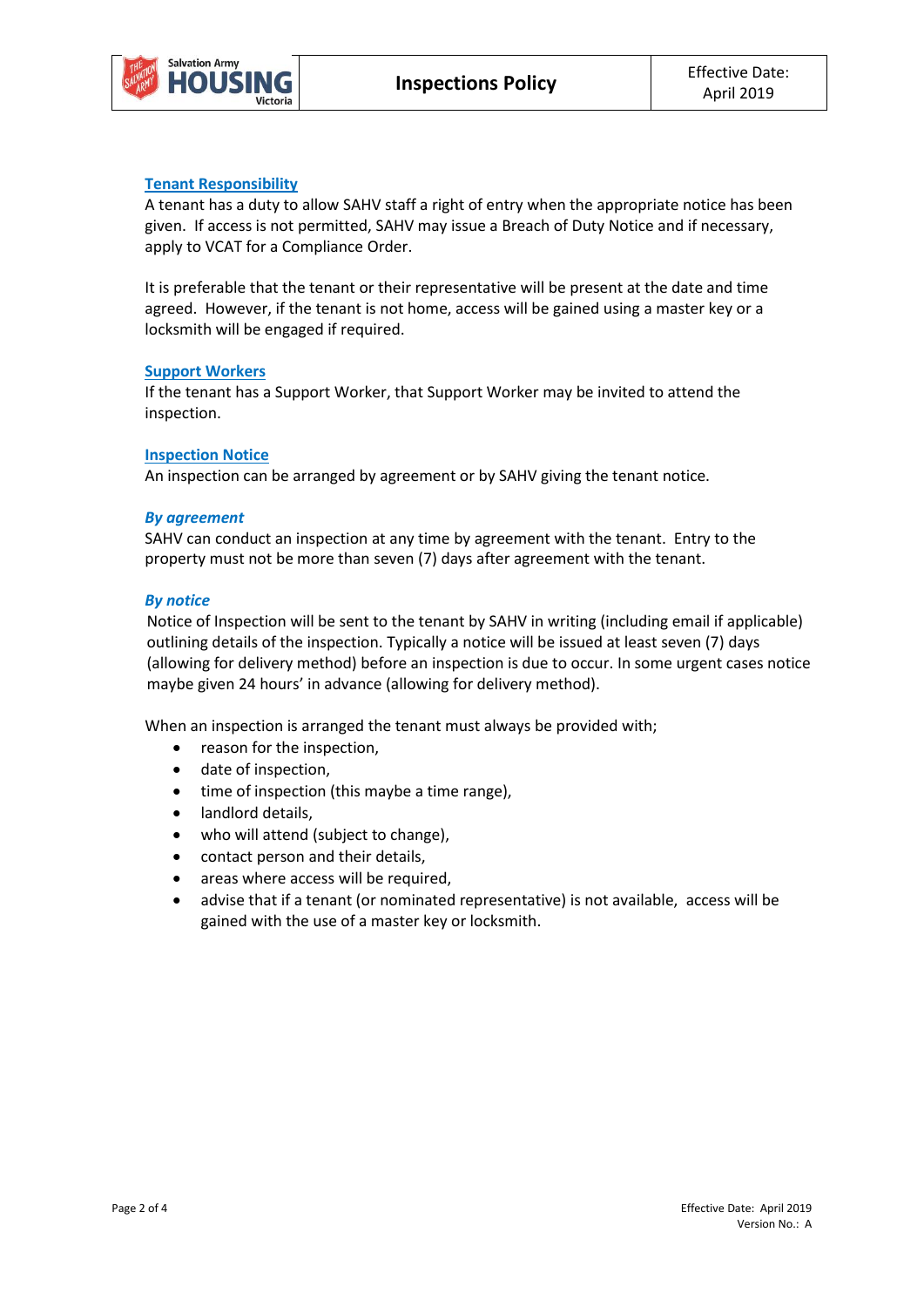## Tenant Responsibility

A tenant has a duty to allow SAHV staff a right of entry when the appropriate notice has been given. If access is not permitted, SAHV may issue a Breach of Duty Notice and if necessary, apply to VCAT for a Compliance Order.

It is preferable that the tenant or their representative will be present at the date and time agreed. However, if the tenant is not home, access will be gained using a master key or a locksmith will be engaged if required.

## Support Workers

If the tenant has a Support Worker, that Support Worker may be invited to attend the inspection.

## Inspection Notice

An inspection can be arranged by agreement or by SAHV giving the tenant notice.

### *By agreement*

SAHV can conduct an inspection at any time by agreement with the tenant. Entry to the property must not be more than seven (7) days after agreement with the tenant.

### *By notice*

Notice of Inspection will be sent to the tenant by SAHV in writing (including email if applicable) outlining details of the inspection. Typically a notice will be issued at least seven (7) days (allowing for delivery method) before an inspection is due to occur. In some urgent cases notice maybe given 24 hours' in advance (allowing for delivery method).

When an inspection is arranged the tenant must always be provided with;

- reason for the inspection,
- date of inspection,
- time of inspection (this maybe a time range),
- landlord details,
- who will attend (subject to change),
- contact person and their details,
- areas where access will be required,
- advise that if a tenant (or nominated representative) is not available, access will be gained with the use of a master key or locksmith.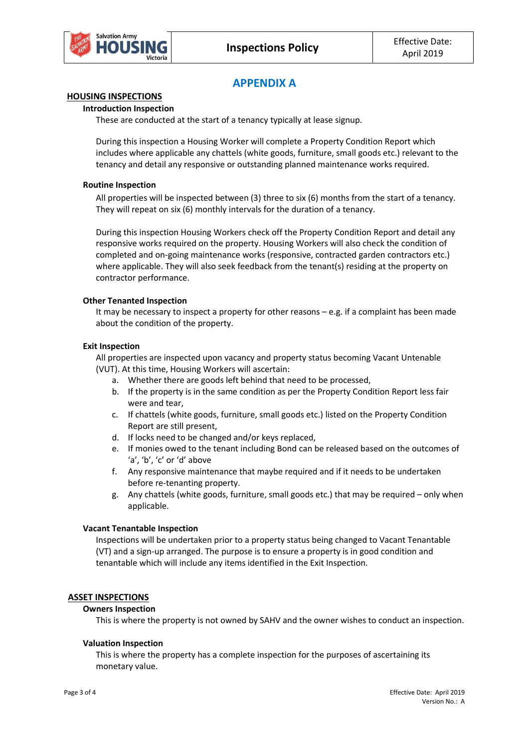# APPENDIX A

## HOUSING INSPECTIONS

### Introduction Inspection

These are conducted at the start of a tenancy typically at lease signup.

During this inspection a Housing Worker will complete a Property Condition Report which includes where applicable any chattels (white goods, furniture, small goods etc.) relevant to the tenancy and detail any responsive or outstanding planned maintenance works required.

### Routine Inspection

All properties will be inspected between (3) three to six (6) months from the start of a tenancy. They will repeat on six (6) monthly intervals for the duration of a tenancy.

During this inspection Housing Workers check off the Property Condition Report and detail any responsive works required on the property. Housing Workers will also check the condition of completed and on-going maintenance works (responsive, contracted garden contractors etc.) where applicable. They will also seek feedback from the tenant(s) residing at the property on contractor performance.

### Other Tenanted Inspection

It may be necessary to inspect a property for other reasons – e.g. if a complaint has been made about the condition of the property.

### Exit Inspection

All properties are inspected upon vacancy and property status becoming Vacant Untenable (VUT). At this time, Housing Workers will ascertain:

a. Whether there are goods left behind that need to be processed,
b. If the property is in the same condition as per the Property Condition Report less fair were and tear,
c. If chattels (white goods, furniture, small goods etc.) listed on the Property Condition Report are still present,
d. If locks need to be changed and/or keys replaced,
e. If monies owed to the tenant including Bond can be released based on the outcomes of 'a', 'b', 'c' or 'd' above
f. Any responsive maintenance that maybe required and if it needs to be undertaken before re-tenanting property.
g. Any chattels (white goods, furniture, small goods etc.) that may be required – only when applicable.

### Vacant Tenantable Inspection

Inspections will be undertaken prior to a property status being changed to Vacant Tenantable (VT) and a sign-up arranged. The purpose is to ensure a property is in good condition and tenantable which will include any items identified in the Exit Inspection.

## ASSET INSPECTIONS

### Owners Inspection

This is where the property is not owned by SAHV and the owner wishes to conduct an inspection.

### Valuation Inspection

This is where the property has a complete inspection for the purposes of ascertaining its monetary value.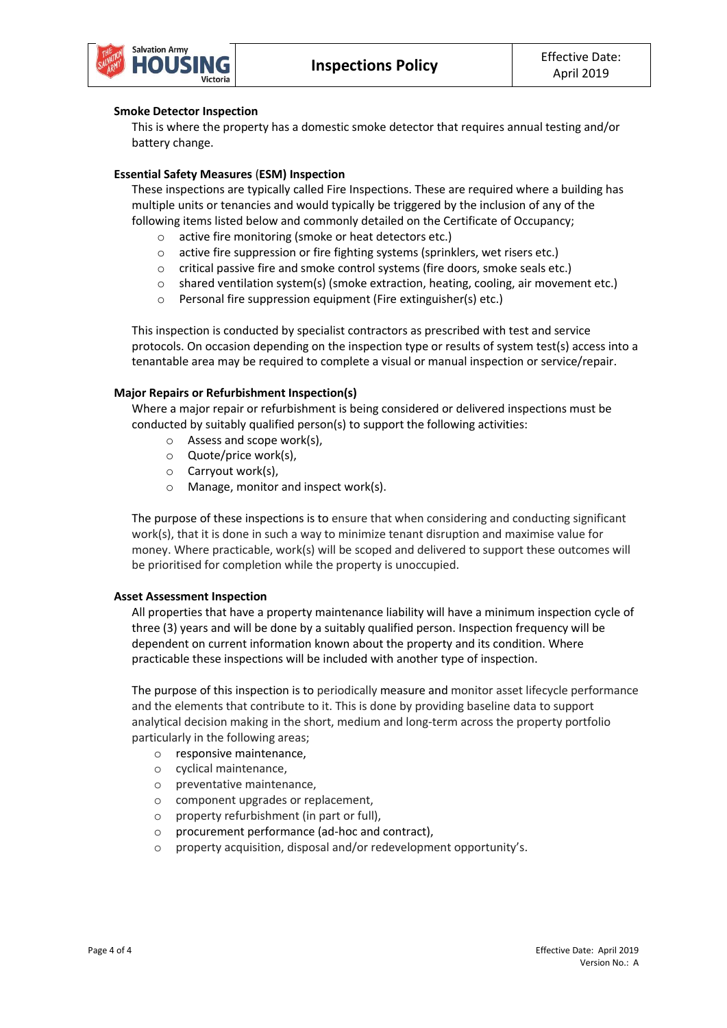### Smoke Detector Inspection

This is where the property has a domestic smoke detector that requires annual testing and/or battery change.

### Essential Safety Measures (ESM) Inspection

These inspections are typically called Fire Inspections. These are required where a building has multiple units or tenancies and would typically be triggered by the inclusion of any of the following items listed below and commonly detailed on the Certificate of Occupancy;

- active fire monitoring (smoke or heat detectors etc.)
- active fire suppression or fire fighting systems (sprinklers, wet risers etc.)
- critical passive fire and smoke control systems (fire doors, smoke seals etc.)
- shared ventilation system(s) (smoke extraction, heating, cooling, air movement etc.)
- Personal fire suppression equipment (Fire extinguisher(s) etc.)

This inspection is conducted by specialist contractors as prescribed with test and service protocols. On occasion depending on the inspection type or results of system test(s) access into a tenantable area may be required to complete a visual or manual inspection or service/repair.

### Major Repairs or Refurbishment Inspection(s)

Where a major repair or refurbishment is being considered or delivered inspections must be conducted by suitably qualified person(s) to support the following activities:

- Assess and scope work(s),
- Quote/price work(s),
- Carryout work(s),
- Manage, monitor and inspect work(s).

The purpose of these inspections is to ensure that when considering and conducting significant work(s), that it is done in such a way to minimize tenant disruption and maximise value for money. Where practicable, work(s) will be scoped and delivered to support these outcomes will be prioritised for completion while the property is unoccupied.

### Asset Assessment Inspection

All properties that have a property maintenance liability will have a minimum inspection cycle of three (3) years and will be done by a suitably qualified person. Inspection frequency will be dependent on current information known about the property and its condition. Where practicable these inspections will be included with another type of inspection.

The purpose of this inspection is to periodically measure and monitor asset lifecycle performance and the elements that contribute to it. This is done by providing baseline data to support analytical decision making in the short, medium and long-term across the property portfolio particularly in the following areas;

- responsive maintenance,
- cyclical maintenance,
- preventative maintenance,
- component upgrades or replacement,
- property refurbishment (in part or full),
- procurement performance (ad-hoc and contract),
- property acquisition, disposal and/or redevelopment opportunity's.